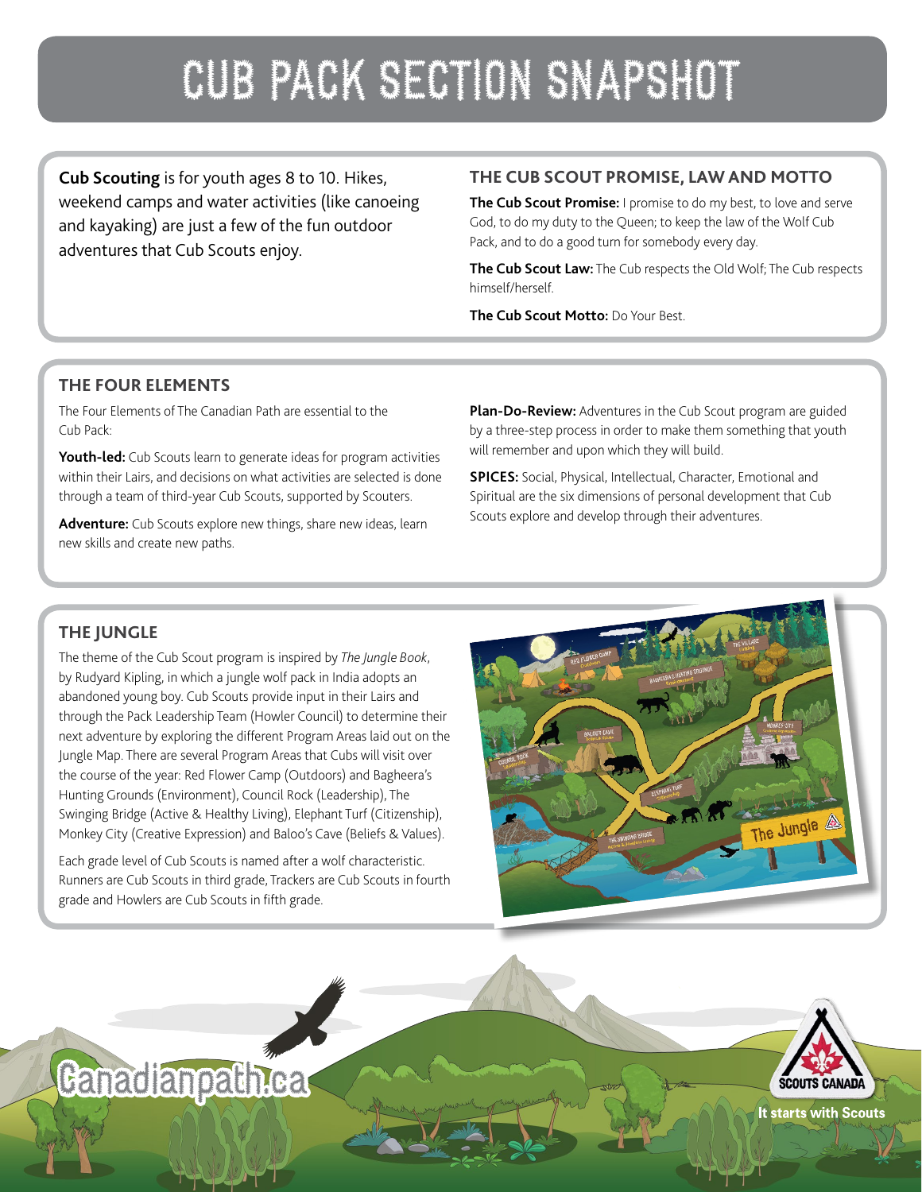# CUB PACK SECTION SNAPSHOT

**Cub Scouting** is for youth ages 8 to 10. Hikes, weekend camps and water activities (like canoeing and kayaking) are just a few of the fun outdoor adventures that Cub Scouts enjoy.

## THE CUB SCOUT PROMISE, LAW AND MOTTO

**The Cub Scout Promise:** I promise to do my best, to love and serve God, to do my duty to the Queen; to keep the law of the Wolf Cub Pack, and to do a good turn for somebody every day.

**The Cub Scout Law:** The Cub respects the Old Wolf; The Cub respects himself/herself.

**The Cub Scout Motto:** Do Your Best.

## THE FOUR ELEMENTS

The Four Elements of The Canadian Path are essential to the Cub Pack:

**Youth-led:** Cub Scouts learn to generate ideas for program activities within their Lairs, and decisions on what activities are selected is done through a team of third-year Cub Scouts, supported by Scouters.

**Adventure:** Cub Scouts explore new things, share new ideas, learn new skills and create new paths.

**Plan-Do-Review:** Adventures in the Cub Scout program are guided by a three-step process in order to make them something that youth will remember and upon which they will build.

**SPICES:** Social, Physical, Intellectual, Character, Emotional and Spiritual are the six dimensions of personal development that Cub Scouts explore and develop through their adventures.

## THE JUNGLE

The theme of the Cub Scout program is inspired by *The Jungle Book*, by Rudyard Kipling, in which a jungle wolf pack in India adopts an abandoned young boy. Cub Scouts provide input in their Lairs and through the Pack Leadership Team (Howler Council) to determine their next adventure by exploring the different Program Areas laid out on the Jungle Map. There are several Program Areas that Cubs will visit over the course of the year: Red Flower Camp (Outdoors) and Bagheera's Hunting Grounds (Environment), Council Rock (Leadership), The Swinging Bridge (Active & Healthy Living), Elephant Turf (Citizenship), Monkey City (Creative Expression) and Baloo's Cave (Beliefs & Values).

Each grade level of Cub Scouts is named after a wolf characteristic. Runners are Cub Scouts in third grade, Trackers are Cub Scouts in fourth grade and Howlers are Cub Scouts in fifth grade.

Canadianpath.ca

SCOUTS CANADA

It starts with Scouts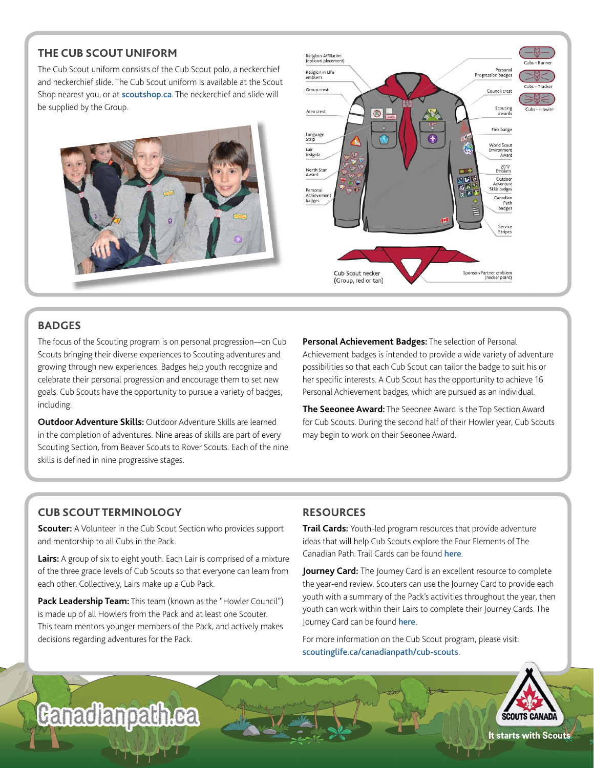## THE CUB SCOUT UNIFORM

The Cub Scout uniform consists of the Cub Scout polo, a neckerchief and neckerchief slide. The Cub Scout uniform is available at the Scout Shop nearest you, or at **scoutshop.ca**. The neckerchief and slide will be supplied by the Group.

Religious Affiliation (optional placement)
Religion in Life emblem
Group crest
Area crest
Language Strip
Lair insignia
North Star Award
Personal Achievement badges
Personal Progression badges
Council crest
Scouting awards
Flex badge
World Scout Environment Award
2017 Emblem
Outdoor Adventure Skills badges
Canadian Path badges
Service Stripes
Cubs – Runner
Cubs – Tracker
Cubs – Howler
Cub Scout necker (Group, red or tan)
Sponsor/Partner emblem (necker point)

## BADGES

The focus of the Scouting program is on personal progression—on Cub Scouts bringing their diverse experiences to Scouting adventures and growing through new experiences. Badges help youth recognize and celebrate their personal progression and encourage them to set new goals. Cub Scouts have the opportunity to pursue a variety of badges, including:

**Outdoor Adventure Skills:** Outdoor Adventure Skills are learned in the completion of adventures. Nine areas of skills are part of every Scouting Section, from Beaver Scouts to Rover Scouts. Each of the nine skills is defined in nine progressive stages.

**Personal Achievement Badges:** The selection of Personal Achievement badges is intended to provide a wide variety of adventure possibilities so that each Cub Scout can tailor the badge to suit his or her specific interests. A Cub Scout has the opportunity to achieve 16 Personal Achievement badges, which are pursued as an individual.

**The Seeonee Award:** The Seeonee Award is the Top Section Award for Cub Scouts. During the second half of their Howler year, Cub Scouts may begin to work on their Seeonee Award.

## CUB SCOUT TERMINOLOGY

**Scouter:** A Volunteer in the Cub Scout Section who provides support and mentorship to all Cubs in the Pack.

**Lairs:** A group of six to eight youth. Each Lair is comprised of a mixture of the three grade levels of Cub Scouts so that everyone can learn from each other. Collectively, Lairs make up a Cub Pack.

**Pack Leadership Team:** This team (known as the "Howler Council") is made up of all Howlers from the Pack and at least one Scouter. This team mentors younger members of the Pack, and actively makes decisions regarding adventures for the Pack.

## RESOURCES

**Trail Cards:** Youth-led program resources that provide adventure ideas that will help Cub Scouts explore the Four Elements of The Canadian Path. Trail Cards can be found **here**.

**Journey Card:** The Journey Card is an excellent resource to complete the year-end review. Scouters can use the Journey Card to provide each youth with a summary of the Pack's activities throughout the year, then youth can work within their Lairs to complete their Journey Cards. The Journey Card can be found **here**.

For more information on the Cub Scout program, please visit: scoutinglife.ca/canadianpath/cub-scouts.

Canadianpath.ca

SCOUTS CANADA
It starts with Scouts